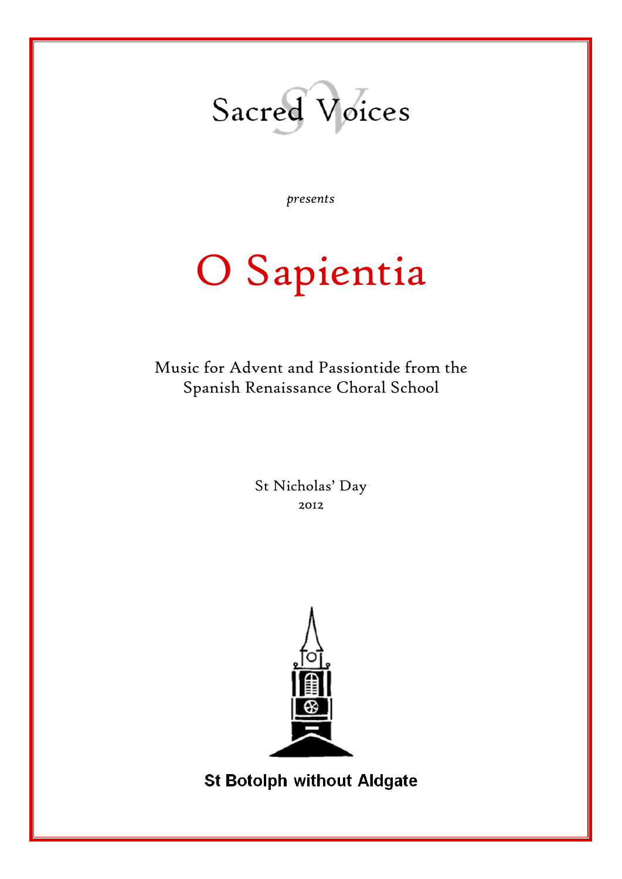Sacred Voices

*presents*

# O Sapientia

Music for Advent and Passiontide from the Spanish Renaissance Choral School

St Nicholas' Day
2012

**St Botolph without Aldgate**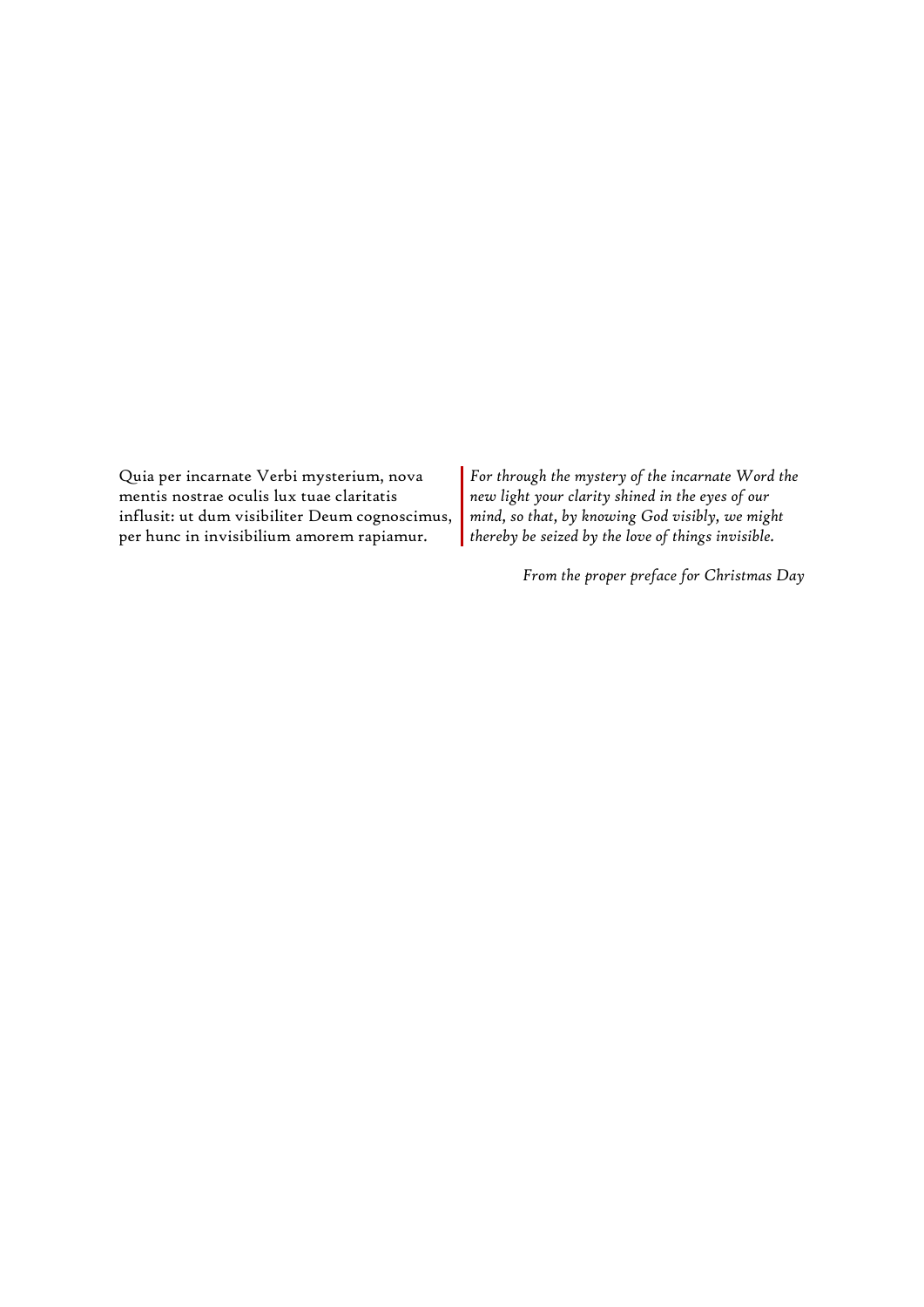Quia per incarnate Verbi mysterium, nova mentis nostrae oculis lux tuae claritatis influsit: ut dum visibiliter Deum cognoscimus, per hunc in invisibilium amorem rapiamur.

*For through the mystery of the incarnate Word the new light your clarity shined in the eyes of our mind, so that, by knowing God visibly, we might thereby be seized by the love of things invisible.*

*From the proper preface for Christmas Day*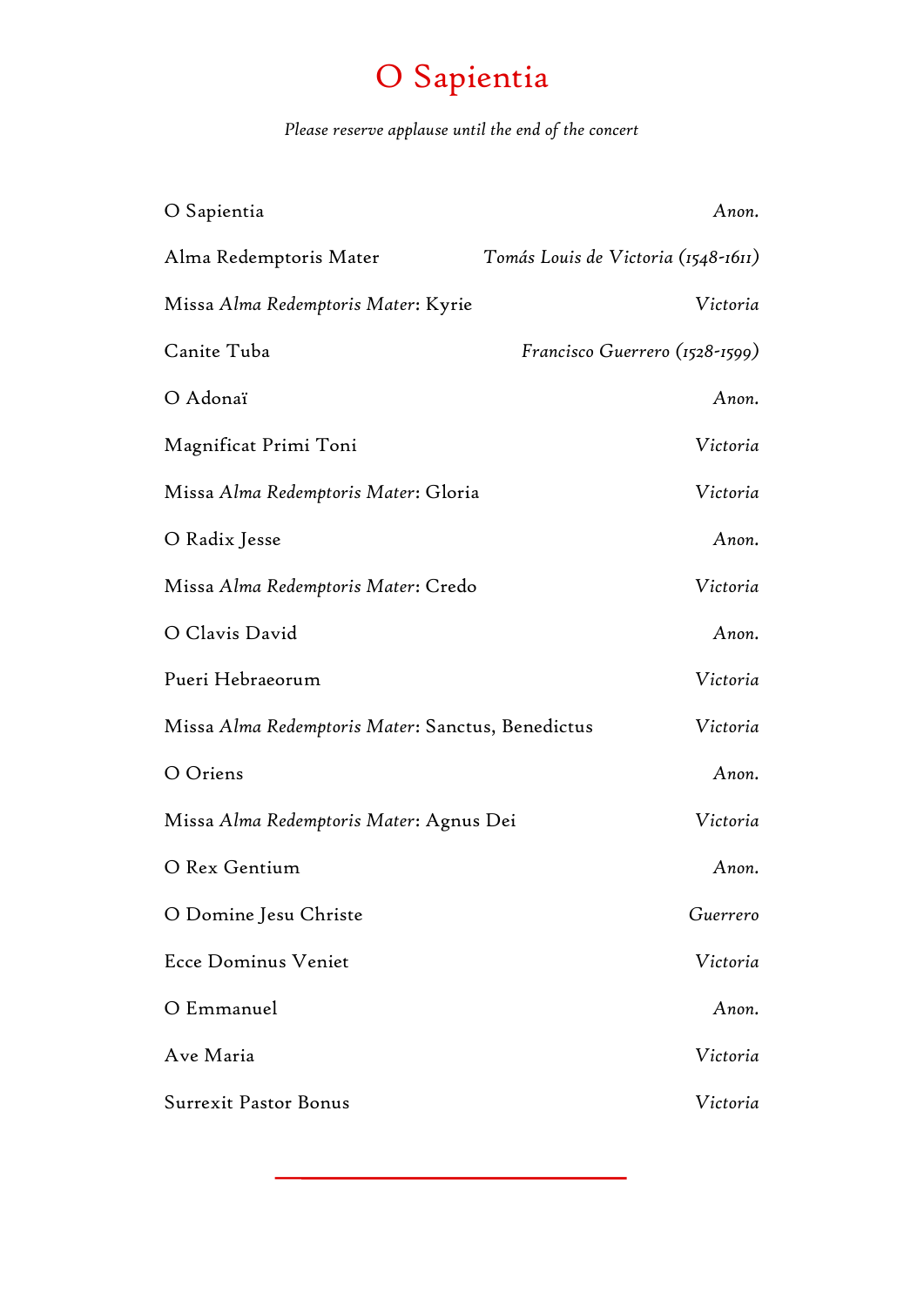# O Sapientia

*Please reserve applause until the end of the concert*

| | |
|---|---|
| O Sapientia | *Anon.* |
| Alma Redemptoris Mater | *Tomás Louis de Victoria (1548-1611)* |
| Missa *Alma Redemptoris Mater*: Kyrie | *Victoria* |
| Canite Tuba | *Francisco Guerrero (1528-1599)* |
| O Adonaï | *Anon.* |
| Magnificat Primi Toni | *Victoria* |
| Missa *Alma Redemptoris Mater*: Gloria | *Victoria* |
| O Radix Jesse | *Anon.* |
| Missa *Alma Redemptoris Mater*: Credo | *Victoria* |
| O Clavis David | *Anon.* |
| Pueri Hebraeorum | *Victoria* |
| Missa *Alma Redemptoris Mater*: Sanctus, Benedictus | *Victoria* |
| O Oriens | *Anon.* |
| Missa *Alma Redemptoris Mater*: Agnus Dei | *Victoria* |
| O Rex Gentium | *Anon.* |
| O Domine Jesu Christe | *Guerrero* |
| Ecce Dominus Veniet | *Victoria* |
| O Emmanuel | *Anon.* |
| Ave Maria | *Victoria* |
| Surrexit Pastor Bonus | *Victoria* |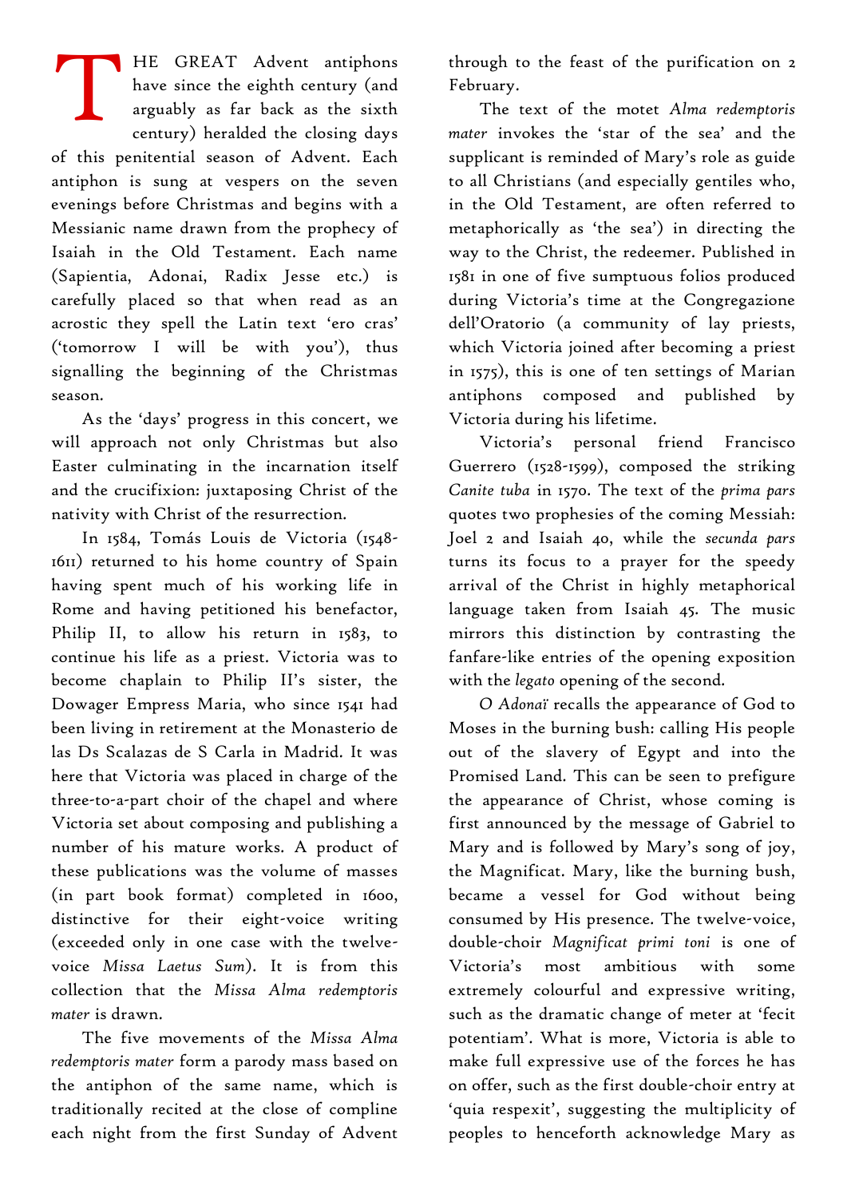THE GREAT Advent antiphons have since the eighth century (and arguably as far back as the sixth century) heralded the closing days of this penitential season of Advent. Each antiphon is sung at vespers on the seven evenings before Christmas and begins with a Messianic name drawn from the prophecy of Isaiah in the Old Testament. Each name (Sapientia, Adonai, Radix Jesse etc.) is carefully placed so that when read as an acrostic they spell the Latin text 'ero cras' ('tomorrow I will be with you'), thus signalling the beginning of the Christmas season.

As the 'days' progress in this concert, we will approach not only Christmas but also Easter culminating in the incarnation itself and the crucifixion: juxtaposing Christ of the nativity with Christ of the resurrection.

In 1584, Tomás Louis de Victoria (1548-1611) returned to his home country of Spain having spent much of his working life in Rome and having petitioned his benefactor, Philip II, to allow his return in 1583, to continue his life as a priest. Victoria was to become chaplain to Philip II's sister, the Dowager Empress Maria, who since 1541 had been living in retirement at the Monasterio de las Ds Scalazas de S Carla in Madrid. It was here that Victoria was placed in charge of the three-to-a-part choir of the chapel and where Victoria set about composing and publishing a number of his mature works. A product of these publications was the volume of masses (in part book format) completed in 1600, distinctive for their eight-voice writing (exceeded only in one case with the twelve-voice *Missa Laetus Sum*). It is from this collection that the *Missa Alma redemptoris mater* is drawn.

The five movements of the *Missa Alma redemptoris mater* form a parody mass based on the antiphon of the same name, which is traditionally recited at the close of compline each night from the first Sunday of Advent through to the feast of the purification on 2 February.

The text of the motet *Alma redemptoris mater* invokes the 'star of the sea' and the supplicant is reminded of Mary's role as guide to all Christians (and especially gentiles who, in the Old Testament, are often referred to metaphorically as 'the sea') in directing the way to the Christ, the redeemer. Published in 1581 in one of five sumptuous folios produced during Victoria's time at the Congregazione dell'Oratorio (a community of lay priests, which Victoria joined after becoming a priest in 1575), this is one of ten settings of Marian antiphons composed and published by Victoria during his lifetime.

Victoria's personal friend Francisco Guerrero (1528-1599), composed the striking *Canite tuba* in 1570. The text of the *prima pars* quotes two prophesies of the coming Messiah: Joel 2 and Isaiah 40, while the *secunda pars* turns its focus to a prayer for the speedy arrival of the Christ in highly metaphorical language taken from Isaiah 45. The music mirrors this distinction by contrasting the fanfare-like entries of the opening exposition with the *legato* opening of the second.

*O Adonaï* recalls the appearance of God to Moses in the burning bush: calling His people out of the slavery of Egypt and into the Promised Land. This can be seen to prefigure the appearance of Christ, whose coming is first announced by the message of Gabriel to Mary and is followed by Mary's song of joy, the Magnificat. Mary, like the burning bush, became a vessel for God without being consumed by His presence. The twelve-voice, double-choir *Magnificat primi toni* is one of Victoria's most ambitious with some extremely colourful and expressive writing, such as the dramatic change of meter at 'fecit potentiam'. What is more, Victoria is able to make full expressive use of the forces he has on offer, such as the first double-choir entry at 'quia respexit', suggesting the multiplicity of peoples to henceforth acknowledge Mary as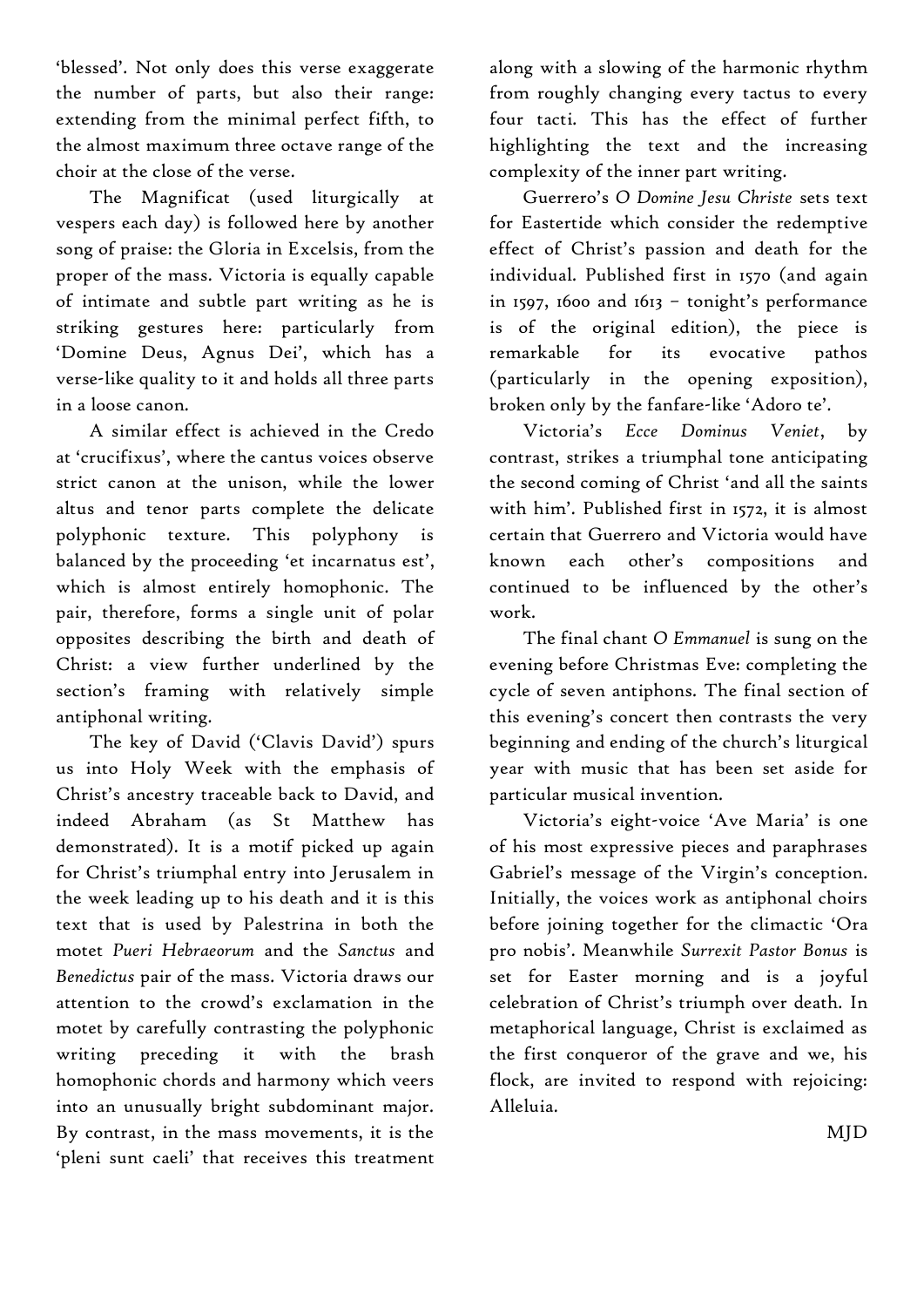'blessed'. Not only does this verse exaggerate the number of parts, but also their range: extending from the minimal perfect fifth, to the almost maximum three octave range of the choir at the close of the verse.

The Magnificat (used liturgically at vespers each day) is followed here by another song of praise: the Gloria in Excelsis, from the proper of the mass. Victoria is equally capable of intimate and subtle part writing as he is striking gestures here: particularly from 'Domine Deus, Agnus Dei', which has a verse-like quality to it and holds all three parts in a loose canon.

A similar effect is achieved in the Credo at 'crucifixus', where the cantus voices observe strict canon at the unison, while the lower altus and tenor parts complete the delicate polyphonic texture. This polyphony is balanced by the proceeding 'et incarnatus est', which is almost entirely homophonic. The pair, therefore, forms a single unit of polar opposites describing the birth and death of Christ: a view further underlined by the section's framing with relatively simple antiphonal writing.

The key of David ('Clavis David') spurs us into Holy Week with the emphasis of Christ's ancestry traceable back to David, and indeed Abraham (as St Matthew has demonstrated). It is a motif picked up again for Christ's triumphal entry into Jerusalem in the week leading up to his death and it is this text that is used by Palestrina in both the motet *Pueri Hebraeorum* and the *Sanctus* and *Benedictus* pair of the mass. Victoria draws our attention to the crowd's exclamation in the motet by carefully contrasting the polyphonic writing preceding it with the brash homophonic chords and harmony which veers into an unusually bright subdominant major. By contrast, in the mass movements, it is the 'pleni sunt caeli' that receives this treatment along with a slowing of the harmonic rhythm from roughly changing every tactus to every four tacti. This has the effect of further highlighting the text and the increasing complexity of the inner part writing.

Guerrero's *O Domine Jesu Christe* sets text for Eastertide which consider the redemptive effect of Christ's passion and death for the individual. Published first in 1570 (and again in 1597, 1600 and 1613 – tonight's performance is of the original edition), the piece is remarkable for its evocative pathos (particularly in the opening exposition), broken only by the fanfare-like 'Adoro te'.

Victoria's *Ecce Dominus Veniet*, by contrast, strikes a triumphal tone anticipating the second coming of Christ 'and all the saints with him'. Published first in 1572, it is almost certain that Guerrero and Victoria would have known each other's compositions and continued to be influenced by the other's work.

The final chant *O Emmanuel* is sung on the evening before Christmas Eve: completing the cycle of seven antiphons. The final section of this evening's concert then contrasts the very beginning and ending of the church's liturgical year with music that has been set aside for particular musical invention.

Victoria's eight-voice 'Ave Maria' is one of his most expressive pieces and paraphrases Gabriel's message of the Virgin's conception. Initially, the voices work as antiphonal choirs before joining together for the climactic 'Ora pro nobis'. Meanwhile *Surrexit Pastor Bonus* is set for Easter morning and is a joyful celebration of Christ's triumph over death. In metaphorical language, Christ is exclaimed as the first conqueror of the grave and we, his flock, are invited to respond with rejoicing: Alleluia.

MJD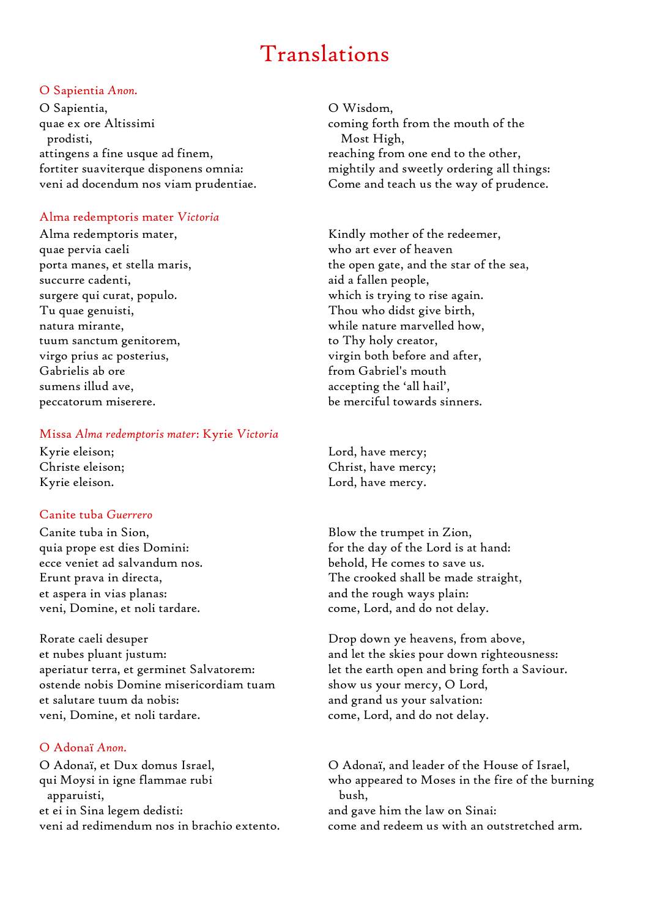# Translations

## O Sapientia *Anon.*

O Sapientia,
quae ex ore Altissimi
prodisti,
attingens a fine usque ad finem,
fortiter suaviterque disponens omnia:
veni ad docendum nos viam prudentiae.

O Wisdom,
coming forth from the mouth of the
Most High,
reaching from one end to the other,
mightily and sweetly ordering all things:
Come and teach us the way of prudence.

## Alma redemptoris mater *Victoria*

Alma redemptoris mater,
quae pervia caeli
porta manes, et stella maris,
succurre cadenti,
surgere qui curat, populo.
Tu quae genuisti,
natura mirante,
tuum sanctum genitorem,
virgo prius ac posterius,
Gabrielis ab ore
sumens illud ave,
peccatorum miserere.

Kindly mother of the redeemer,
who art ever of heaven
the open gate, and the star of the sea,
aid a fallen people,
which is trying to rise again.
Thou who didst give birth,
while nature marvelled how,
to Thy holy creator,
virgin both before and after,
from Gabriel's mouth
accepting the 'all hail',
be merciful towards sinners.

## Missa *Alma redemptoris mater*: Kyrie *Victoria*

Kyrie eleison;
Christe eleison;
Kyrie eleison.

Lord, have mercy;
Christ, have mercy;
Lord, have mercy.

## Canite tuba *Guerrero*

Canite tuba in Sion,
quia prope est dies Domini:
ecce veniet ad salvandum nos.
Erunt prava in directa,
et aspera in vias planas:
veni, Domine, et noli tardare.

Blow the trumpet in Zion,
for the day of the Lord is at hand:
behold, He comes to save us.
The crooked shall be made straight,
and the rough ways plain:
come, Lord, and do not delay.

Rorate caeli desuper
et nubes pluant justum:
aperiatur terra, et germinet Salvatorem:
ostende nobis Domine misericordiam tuam
et salutare tuum da nobis:
veni, Domine, et noli tardare.

Drop down ye heavens, from above,
and let the skies pour down righteousness:
let the earth open and bring forth a Saviour.
show us your mercy, O Lord,
and grand us your salvation:
come, Lord, and do not delay.

## O Adonaï *Anon.*

O Adonaï, et Dux domus Israel,
qui Moysi in igne flammae rubi
apparuisti,
et ei in Sina legem dedisti:
veni ad redimendum nos in brachio extento.

O Adonaï, and leader of the House of Israel,
who appeared to Moses in the fire of the burning
bush,
and gave him the law on Sinai:
come and redeem us with an outstretched arm.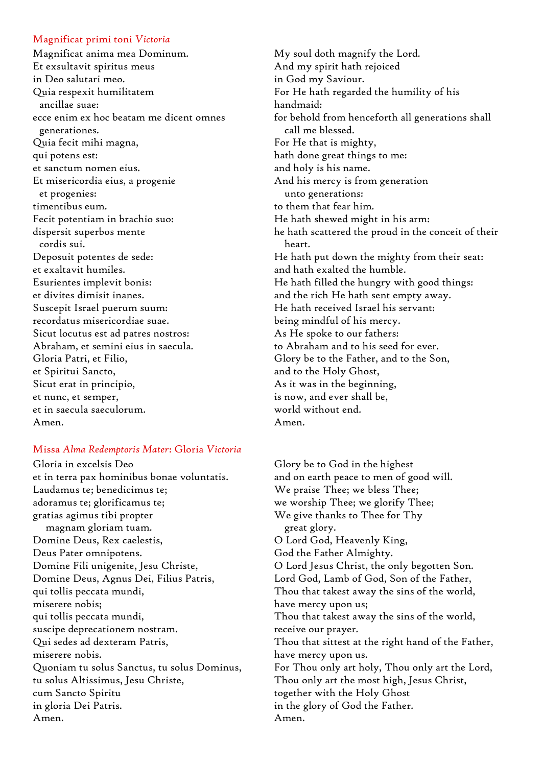### Magnificat primi toni *Victoria*

Magnificat anima mea Dominum.
Et exsultavit spiritus meus
in Deo salutari meo.
Quia respexit humilitatem
ancillae suae:
ecce enim ex hoc beatam me dicent omnes
generationes.
Quia fecit mihi magna,
qui potens est:
et sanctum nomen eius.
Et misericordia eius, a progenie
et progenies:
timentibus eum.
Fecit potentiam in brachio suo:
dispersit superbos mente
cordis sui.
Deposuit potentes de sede:
et exaltavit humiles.
Esurientes implevit bonis:
et divites dimisit inanes.
Suscepit Israel puerum suum:
recordatus misericordiae suae.
Sicut locutus est ad patres nostros:
Abraham, et semini eius in saecula.
Gloria Patri, et Filio,
et Spiritui Sancto,
Sicut erat in principio,
et nunc, et semper,
et in saecula saeculorum.
Amen.

My soul doth magnify the Lord.
And my spirit hath rejoiced
in God my Saviour.
For He hath regarded the humility of his
handmaid:
for behold from henceforth all generations shall
call me blessed.
For He that is mighty,
hath done great things to me:
and holy is his name.
And his mercy is from generation
unto generations:
to them that fear him.
He hath shewed might in his arm:
he hath scattered the proud in the conceit of their
heart.
He hath put down the mighty from their seat:
and hath exalted the humble.
He hath filled the hungry with good things:
and the rich He hath sent empty away.
He hath received Israel his servant:
being mindful of his mercy.
As He spoke to our fathers:
to Abraham and to his seed for ever.
Glory be to the Father, and to the Son,
and to the Holy Ghost,
As it was in the beginning,
is now, and ever shall be,
world without end.
Amen.

### Missa *Alma Redemptoris Mater*: Gloria *Victoria*

Gloria in excelsis Deo
et in terra pax hominibus bonae voluntatis.
Laudamus te; benedicimus te;
adoramus te; glorificamus te;
gratias agimus tibi propter
magnam gloriam tuam.
Domine Deus, Rex caelestis,
Deus Pater omnipotens.
Domine Fili unigenite, Jesu Christe,
Domine Deus, Agnus Dei, Filius Patris,
qui tollis peccata mundi,
miserere nobis;
qui tollis peccata mundi,
suscipe deprecationem nostram.
Qui sedes ad dexteram Patris,
miserere nobis.
Quoniam tu solus Sanctus, tu solus Dominus,
tu solus Altissimus, Jesu Christe,
cum Sancto Spiritu
in gloria Dei Patris.
Amen.

Glory be to God in the highest
and on earth peace to men of good will.
We praise Thee; we bless Thee;
we worship Thee; we glorify Thee;
We give thanks to Thee for Thy
great glory.
O Lord God, Heavenly King,
God the Father Almighty.
O Lord Jesus Christ, the only begotten Son.
Lord God, Lamb of God, Son of the Father,
Thou that takest away the sins of the world,
have mercy upon us;
Thou that takest away the sins of the world,
receive our prayer.
Thou that sittest at the right hand of the Father,
have mercy upon us.
For Thou only art holy, Thou only art the Lord,
Thou only art the most high, Jesus Christ,
together with the Holy Ghost
in the glory of God the Father.
Amen.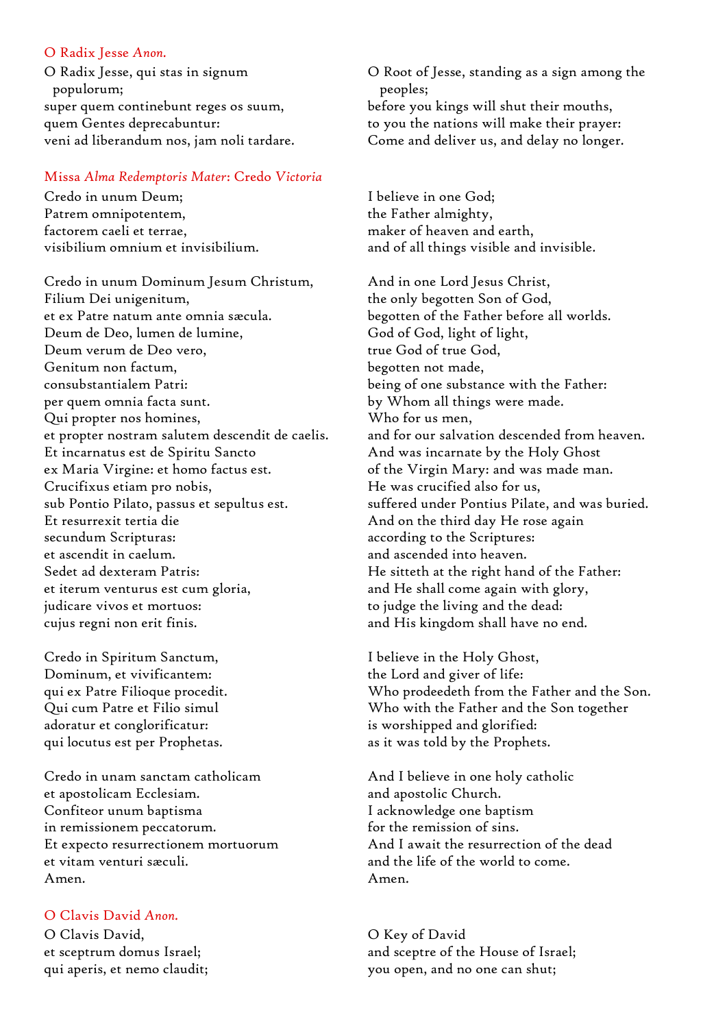O Radix Jesse *Anon.*

O Radix Jesse, qui stas in signum populorum;
super quem continebunt reges os suum,
quem Gentes deprecabuntur:
veni ad liberandum nos, jam noli tardare.

O Root of Jesse, standing as a sign among the peoples;
before you kings will shut their mouths,
to you the nations will make their prayer:
Come and deliver us, and delay no longer.

Missa *Alma Redemptoris Mater*: Credo *Victoria*

Credo in unum Deum;
Patrem omnipotentem,
factorem caeli et terrae,
visibilium omnium et invisibilium.

I believe in one God;
the Father almighty,
maker of heaven and earth,
and of all things visible and invisible.

Credo in unum Dominum Jesum Christum,
Filium Dei unigenitum,
et ex Patre natum ante omnia sæcula.
Deum de Deo, lumen de lumine,
Deum verum de Deo vero,
Genitum non factum,
consubstantialem Patri:
per quem omnia facta sunt.
Qui propter nos homines,
et propter nostram salutem descendit de caelis.
Et incarnatus est de Spiritu Sancto
ex Maria Virgine: et homo factus est.
Crucifixus etiam pro nobis,
sub Pontio Pilato, passus et sepultus est.
Et resurrexit tertia die
secundum Scripturas:
et ascendit in caelum.
Sedet ad dexteram Patris:
et iterum venturus est cum gloria,
judicare vivos et mortuos:
cujus regni non erit finis.

And in one Lord Jesus Christ,
the only begotten Son of God,
begotten of the Father before all worlds.
God of God, light of light,
true God of true God,
begotten not made,
being of one substance with the Father:
by Whom all things were made.
Who for us men,
and for our salvation descended from heaven.
And was incarnate by the Holy Ghost
of the Virgin Mary: and was made man.
He was crucified also for us,
suffered under Pontius Pilate, and was buried.
And on the third day He rose again
according to the Scriptures:
and ascended into heaven.
He sitteth at the right hand of the Father:
and He shall come again with glory,
to judge the living and the dead:
and His kingdom shall have no end.

Credo in Spiritum Sanctum,
Dominum, et vivificantem:
qui ex Patre Filioque procedit.
Qui cum Patre et Filio simul
adoratur et conglorificatur:
qui locutus est per Prophetas.

I believe in the Holy Ghost,
the Lord and giver of life:
Who prodeedeth from the Father and the Son.
Who with the Father and the Son together
is worshipped and glorified:
as it was told by the Prophets.

Credo in unam sanctam catholicam
et apostolicam Ecclesiam.
Confiteor unum baptisma
in remissionem peccatorum.
Et expecto resurrectionem mortuorum
et vitam venturi sæculi.
Amen.

And I believe in one holy catholic
and apostolic Church.
I acknowledge one baptism
for the remission of sins.
And I await the resurrection of the dead
and the life of the world to come.
Amen.

O Clavis David *Anon.*

O Clavis David,
et sceptrum domus Israel;
qui aperis, et nemo claudit;

O Key of David
and sceptre of the House of Israel;
you open, and no one can shut;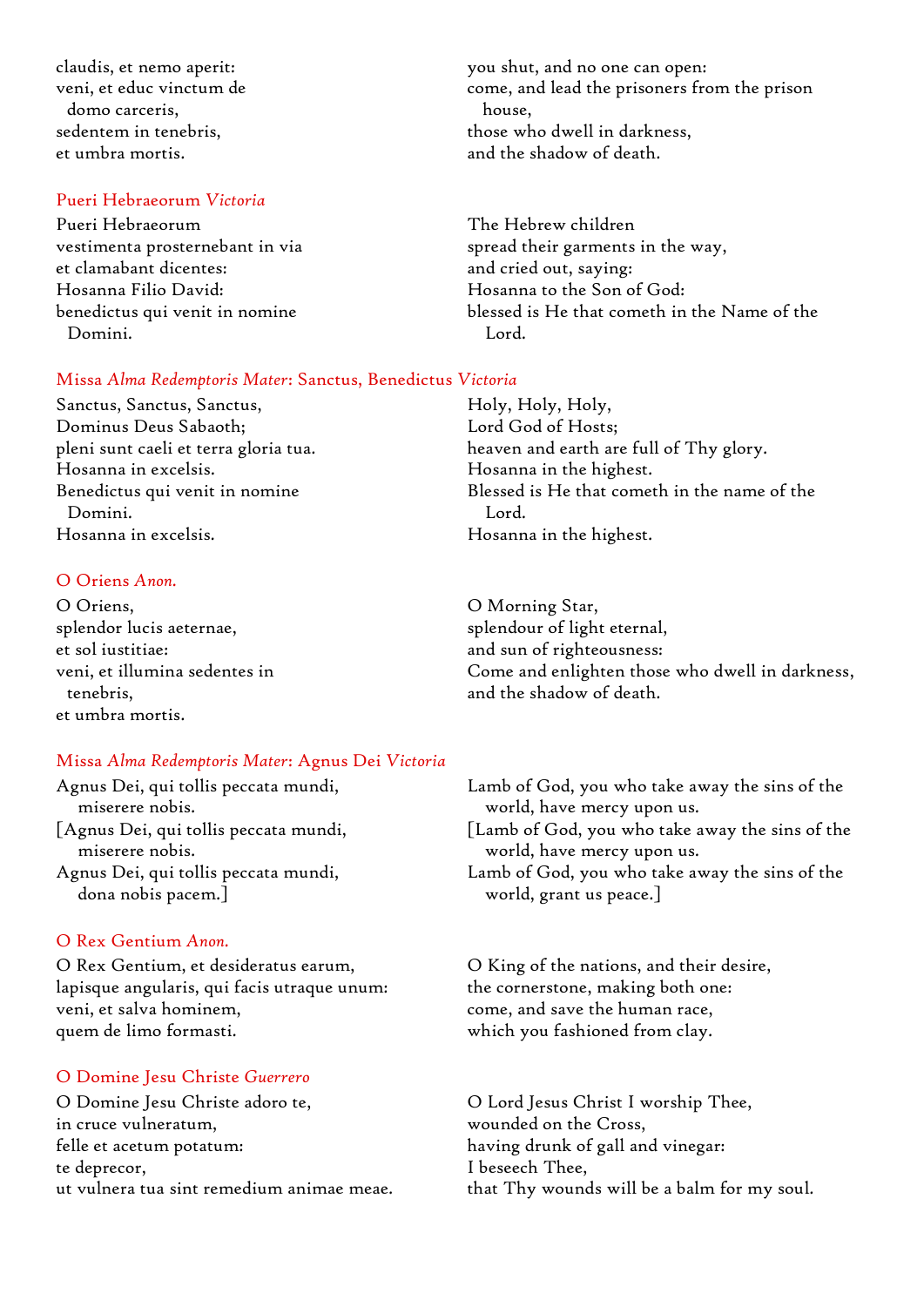claudis, et nemo aperit:
veni, et educ vinctum de
domo carceris,
sedentem in tenebris,
et umbra mortis.

you shut, and no one can open:
come, and lead the prisoners from the prison
house,
those who dwell in darkness,
and the shadow of death.

### Pueri Hebraeorum *Victoria*

Pueri Hebraeorum
vestimenta prosternebant in via
et clamabant dicentes:
Hosanna Filio David:
benedictus qui venit in nomine
Domini.

The Hebrew children
spread their garments in the way,
and cried out, saying:
Hosanna to the Son of God:
blessed is He that cometh in the Name of the
Lord.

### Missa *Alma Redemptoris Mater*: Sanctus, Benedictus *Victoria*

Sanctus, Sanctus, Sanctus,
Dominus Deus Sabaoth;
pleni sunt caeli et terra gloria tua.
Hosanna in excelsis.
Benedictus qui venit in nomine
Domini.
Hosanna in excelsis.

Holy, Holy, Holy,
Lord God of Hosts;
heaven and earth are full of Thy glory.
Hosanna in the highest.
Blessed is He that cometh in the name of the
Lord.
Hosanna in the highest.

### O Oriens *Anon.*

O Oriens,
splendor lucis aeternae,
et sol iustitiae:
veni, et illumina sedentes in
tenebris,
et umbra mortis.

O Morning Star,
splendour of light eternal,
and sun of righteousness:
Come and enlighten those who dwell in darkness,
and the shadow of death.

### Missa *Alma Redemptoris Mater*: Agnus Dei *Victoria*

Agnus Dei, qui tollis peccata mundi,
miserere nobis.
[Agnus Dei, qui tollis peccata mundi,
miserere nobis.
Agnus Dei, qui tollis peccata mundi,
dona nobis pacem.]

Lamb of God, you who take away the sins of the
world, have mercy upon us.
[Lamb of God, you who take away the sins of the
world, have mercy upon us.
Lamb of God, you who take away the sins of the
world, grant us peace.]

### O Rex Gentium *Anon.*

O Rex Gentium, et desideratus earum,
lapisque angularis, qui facis utraque unum:
veni, et salva hominem,
quem de limo formasti.

O King of the nations, and their desire,
the cornerstone, making both one:
come, and save the human race,
which you fashioned from clay.

### O Domine Jesu Christe *Guerrero*

O Domine Jesu Christe adoro te,
in cruce vulneratum,
felle et acetum potatum:
te deprecor,
ut vulnera tua sint remedium animae meae.

O Lord Jesus Christ I worship Thee,
wounded on the Cross,
having drunk of gall and vinegar:
I beseech Thee,
that Thy wounds will be a balm for my soul.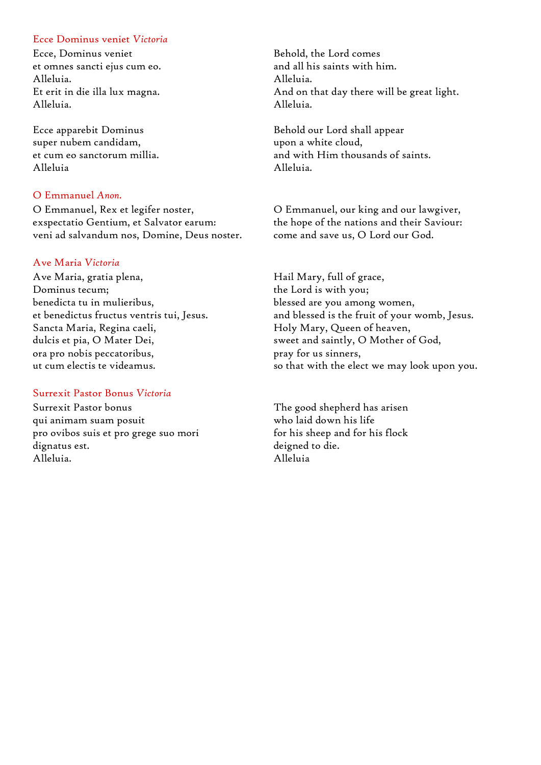### Ecce Dominus veniet *Victoria*

Ecce, Dominus veniet
et omnes sancti ejus cum eo.
Alleluia.
Et erit in die illa lux magna.
Alleluia.

Ecce apparebit Dominus
super nubem candidam,
et cum eo sanctorum millia.
Alleluia

Behold, the Lord comes
and all his saints with him.
Alleluia.
And on that day there will be great light.
Alleluia.

Behold our Lord shall appear
upon a white cloud,
and with Him thousands of saints.
Alleluia.

### O Emmanuel *Anon.*

O Emmanuel, Rex et legifer noster,
exspectatio Gentium, et Salvator earum:
veni ad salvandum nos, Domine, Deus noster.

O Emmanuel, our king and our lawgiver,
the hope of the nations and their Saviour:
come and save us, O Lord our God.

### Ave Maria *Victoria*

Ave Maria, gratia plena,
Dominus tecum;
benedicta tu in mulieribus,
et benedictus fructus ventris tui, Jesus.
Sancta Maria, Regina caeli,
dulcis et pia, O Mater Dei,
ora pro nobis peccatoribus,
ut cum electis te videamus.

Hail Mary, full of grace,
the Lord is with you;
blessed are you among women,
and blessed is the fruit of your womb, Jesus.
Holy Mary, Queen of heaven,
sweet and saintly, O Mother of God,
pray for us sinners,
so that with the elect we may look upon you.

### Surrexit Pastor Bonus *Victoria*

Surrexit Pastor bonus
qui animam suam posuit
pro ovibos suis et pro grege suo mori
dignatus est.
Alleluia.

The good shepherd has arisen
who laid down his life
for his sheep and for his flock
deigned to die.
Alleluia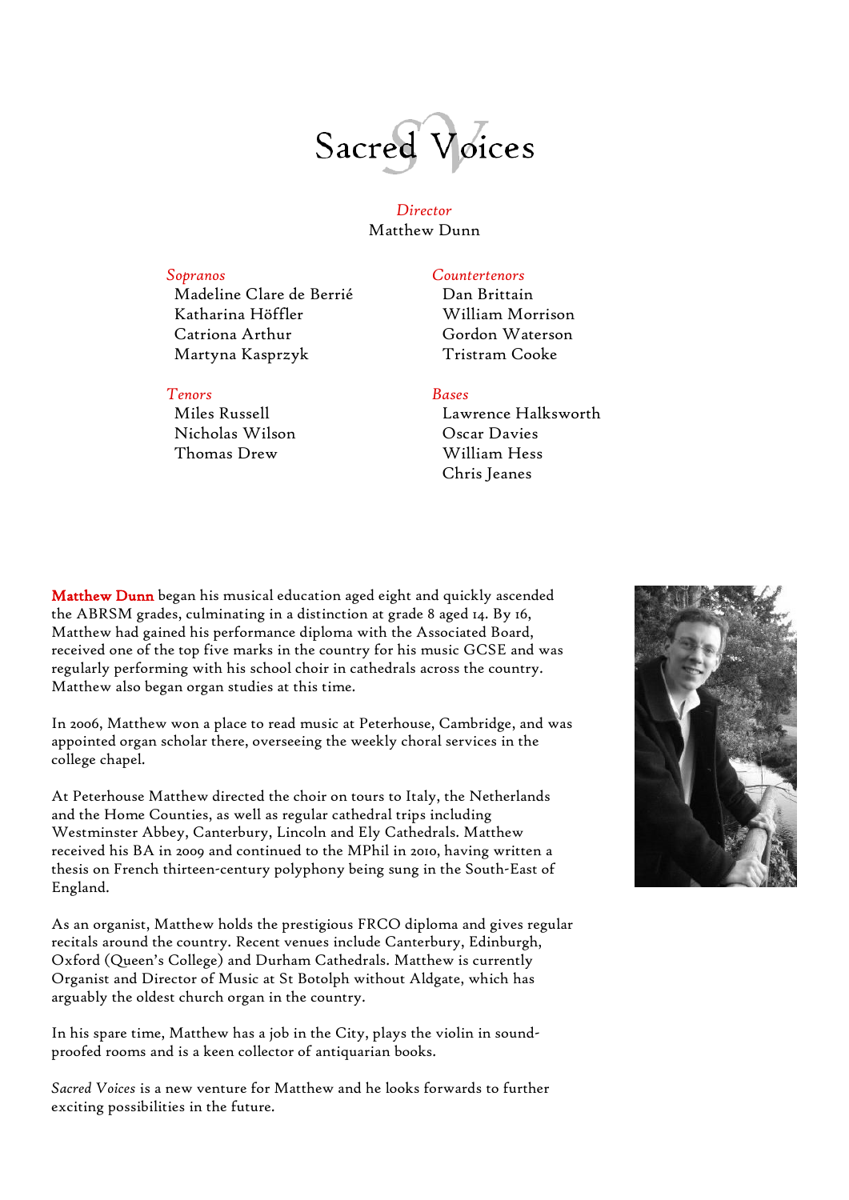# Sacred Voices

*Director*
Matthew Dunn

*Sopranos*
Madeline Clare de Berrié
Katharina Höffler
Catriona Arthur
Martyna Kasprzyk

*Countertenors*
Dan Brittain
William Morrison
Gordon Waterson
Tristram Cooke

*Tenors*
Miles Russell
Nicholas Wilson
Thomas Drew

*Bases*
Lawrence Halksworth
Oscar Davies
William Hess
Chris Jeanes

**Matthew Dunn** began his musical education aged eight and quickly ascended the ABRSM grades, culminating in a distinction at grade 8 aged 14. By 16, Matthew had gained his performance diploma with the Associated Board, received one of the top five marks in the country for his music GCSE and was regularly performing with his school choir in cathedrals across the country. Matthew also began organ studies at this time.

In 2006, Matthew won a place to read music at Peterhouse, Cambridge, and was appointed organ scholar there, overseeing the weekly choral services in the college chapel.

At Peterhouse Matthew directed the choir on tours to Italy, the Netherlands and the Home Counties, as well as regular cathedral trips including Westminster Abbey, Canterbury, Lincoln and Ely Cathedrals. Matthew received his BA in 2009 and continued to the MPhil in 2010, having written a thesis on French thirteen-century polyphony being sung in the South-East of England.

As an organist, Matthew holds the prestigious FRCO diploma and gives regular recitals around the country. Recent venues include Canterbury, Edinburgh, Oxford (Queen's College) and Durham Cathedrals. Matthew is currently Organist and Director of Music at St Botolph without Aldgate, which has arguably the oldest church organ in the country.

In his spare time, Matthew has a job in the City, plays the violin in sound-proofed rooms and is a keen collector of antiquarian books.

*Sacred Voices* is a new venture for Matthew and he looks forwards to further exciting possibilities in the future.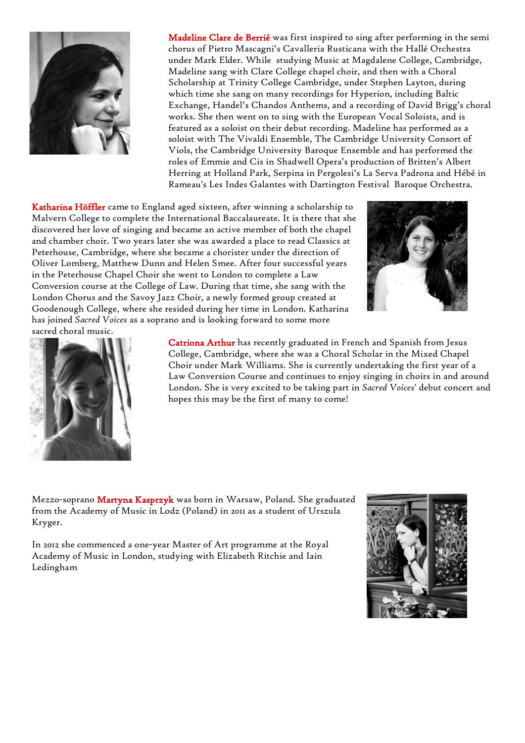**Madeline Clare de Berrié** was first inspired to sing after performing in the semi chorus of Pietro Mascagni's Cavalleria Rusticana with the Hallé Orchestra under Mark Elder. While studying Music at Magdalene College, Cambridge, Madeline sang with Clare College chapel choir, and then with a Choral Scholarship at Trinity College Cambridge, under Stephen Layton, during which time she sang on many recordings for Hyperion, including Baltic Exchange, Handel's Chandos Anthems, and a recording of David Brigg's choral works. She then went on to sing with the European Vocal Soloists, and is featured as a soloist on their debut recording. Madeline has performed as a soloist with The Vivaldi Ensemble, The Cambridge University Consort of Viols, the Cambridge University Baroque Ensemble and has performed the roles of Emmie and Cis in Shadwell Opera's production of Britten's Albert Herring at Holland Park, Serpina in Pergolesi's La Serva Padrona and Hébé in Rameau's Les Indes Galantes with Dartington Festival Baroque Orchestra.

**Katharina Höffler** came to England aged sixteen, after winning a scholarship to Malvern College to complete the International Baccalaureate. It is there that she discovered her love of singing and became an active member of both the chapel and chamber choir. Two years later she was awarded a place to read Classics at Peterhouse, Cambridge, where she became a chorister under the direction of Oliver Lomberg, Matthew Dunn and Helen Smee. After four successful years in the Peterhouse Chapel Choir she went to London to complete a Law Conversion course at the College of Law. During that time, she sang with the London Chorus and the Savoy Jazz Choir, a newly formed group created at Goodenough College, where she resided during her time in London. Katharina has joined *Sacred Voices* as a soprano and is looking forward to some more sacred choral music.

**Catriona Arthur** has recently graduated in French and Spanish from Jesus College, Cambridge, where she was a Choral Scholar in the Mixed Chapel Choir under Mark Williams. She is currently undertaking the first year of a Law Conversion Course and continues to enjoy singing in choirs in and around London. She is very excited to be taking part in *Sacred Voices*' debut concert and hopes this may be the first of many to come!

Mezzo-soprano **Martyna Kasprzyk** was born in Warsaw, Poland. She graduated from the Academy of Music in Lodz (Poland) in 2011 as a student of Urszula Kryger.

In 2012 she commenced a one-year Master of Art programme at the Royal Academy of Music in London, studying with Elizabeth Ritchie and Iain Ledingham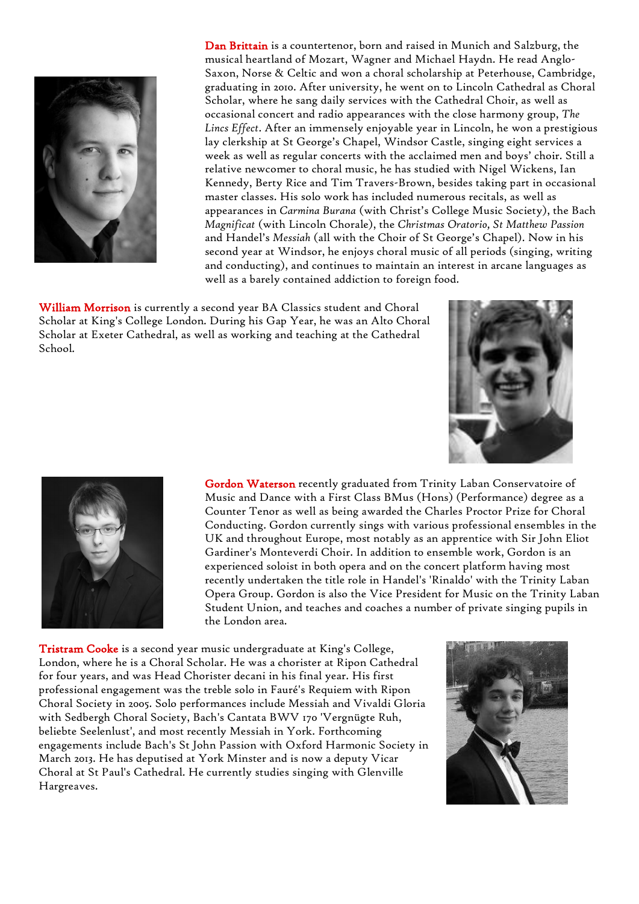**Dan Brittain** is a countertenor, born and raised in Munich and Salzburg, the musical heartland of Mozart, Wagner and Michael Haydn. He read Anglo-Saxon, Norse & Celtic and won a choral scholarship at Peterhouse, Cambridge, graduating in 2010. After university, he went on to Lincoln Cathedral as Choral Scholar, where he sang daily services with the Cathedral Choir, as well as occasional concert and radio appearances with the close harmony group, *The Lincs Effect*. After an immensely enjoyable year in Lincoln, he won a prestigious lay clerkship at St George's Chapel, Windsor Castle, singing eight services a week as well as regular concerts with the acclaimed men and boys' choir. Still a relative newcomer to choral music, he has studied with Nigel Wickens, Ian Kennedy, Berty Rice and Tim Travers-Brown, besides taking part in occasional master classes. His solo work has included numerous recitals, as well as appearances in *Carmina Burana* (with Christ's College Music Society), the Bach *Magnificat* (with Lincoln Chorale), the *Christmas Oratorio*, *St Matthew Passion* and Handel's *Messiah* (all with the Choir of St George's Chapel). Now in his second year at Windsor, he enjoys choral music of all periods (singing, writing and conducting), and continues to maintain an interest in arcane languages as well as a barely contained addiction to foreign food.

**William Morrison** is currently a second year BA Classics student and Choral Scholar at King's College London. During his Gap Year, he was an Alto Choral Scholar at Exeter Cathedral, as well as working and teaching at the Cathedral School.

**Gordon Waterson** recently graduated from Trinity Laban Conservatoire of Music and Dance with a First Class BMus (Hons) (Performance) degree as a Counter Tenor as well as being awarded the Charles Proctor Prize for Choral Conducting. Gordon currently sings with various professional ensembles in the UK and throughout Europe, most notably as an apprentice with Sir John Eliot Gardiner's Monteverdi Choir. In addition to ensemble work, Gordon is an experienced soloist in both opera and on the concert platform having most recently undertaken the title role in Handel's 'Rinaldo' with the Trinity Laban Opera Group. Gordon is also the Vice President for Music on the Trinity Laban Student Union, and teaches and coaches a number of private singing pupils in the London area.

**Tristram Cooke** is a second year music undergraduate at King's College, London, where he is a Choral Scholar. He was a chorister at Ripon Cathedral for four years, and was Head Chorister decani in his final year. His first professional engagement was the treble solo in Fauré's Requiem with Ripon Choral Society in 2005. Solo performances include Messiah and Vivaldi Gloria with Sedbergh Choral Society, Bach's Cantata BWV 170 'Vergnügte Ruh, beliebte Seelenlust', and most recently Messiah in York. Forthcoming engagements include Bach's St John Passion with Oxford Harmonic Society in March 2013. He has deputised at York Minster and is now a deputy Vicar Choral at St Paul's Cathedral. He currently studies singing with Glenville Hargreaves.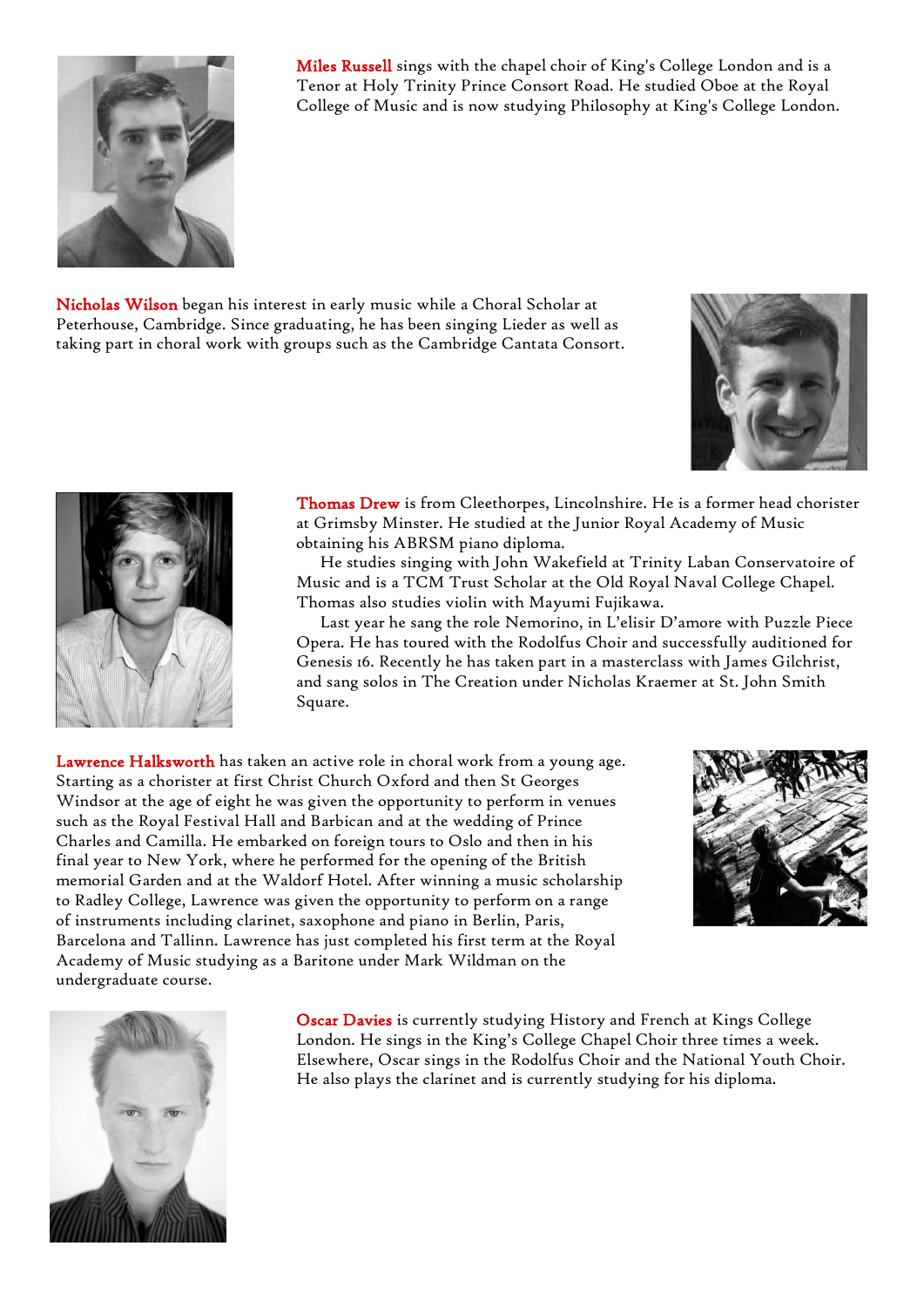**Miles Russell** sings with the chapel choir of King's College London and is a Tenor at Holy Trinity Prince Consort Road. He studied Oboe at the Royal College of Music and is now studying Philosophy at King's College London.

**Nicholas Wilson** began his interest in early music while a Choral Scholar at Peterhouse, Cambridge. Since graduating, he has been singing Lieder as well as taking part in choral work with groups such as the Cambridge Cantata Consort.

**Thomas Drew** is from Cleethorpes, Lincolnshire. He is a former head chorister at Grimsby Minster. He studied at the Junior Royal Academy of Music obtaining his ABRSM piano diploma.

He studies singing with John Wakefield at Trinity Laban Conservatoire of Music and is a TCM Trust Scholar at the Old Royal Naval College Chapel. Thomas also studies violin with Mayumi Fujikawa.

Last year he sang the role Nemorino, in L'elisir D'amore with Puzzle Piece Opera. He has toured with the Rodolfus Choir and successfully auditioned for Genesis 16. Recently he has taken part in a masterclass with James Gilchrist, and sang solos in The Creation under Nicholas Kraemer at St. John Smith Square.

**Lawrence Halksworth** has taken an active role in choral work from a young age. Starting as a chorister at first Christ Church Oxford and then St Georges Windsor at the age of eight he was given the opportunity to perform in venues such as the Royal Festival Hall and Barbican and at the wedding of Prince Charles and Camilla. He embarked on foreign tours to Oslo and then in his final year to New York, where he performed for the opening of the British memorial Garden and at the Waldorf Hotel. After winning a music scholarship to Radley College, Lawrence was given the opportunity to perform on a range of instruments including clarinet, saxophone and piano in Berlin, Paris, Barcelona and Tallinn. Lawrence has just completed his first term at the Royal Academy of Music studying as a Baritone under Mark Wildman on the undergraduate course.

**Oscar Davies** is currently studying History and French at Kings College London. He sings in the King's College Chapel Choir three times a week. Elsewhere, Oscar sings in the Rodolfus Choir and the National Youth Choir. He also plays the clarinet and is currently studying for his diploma.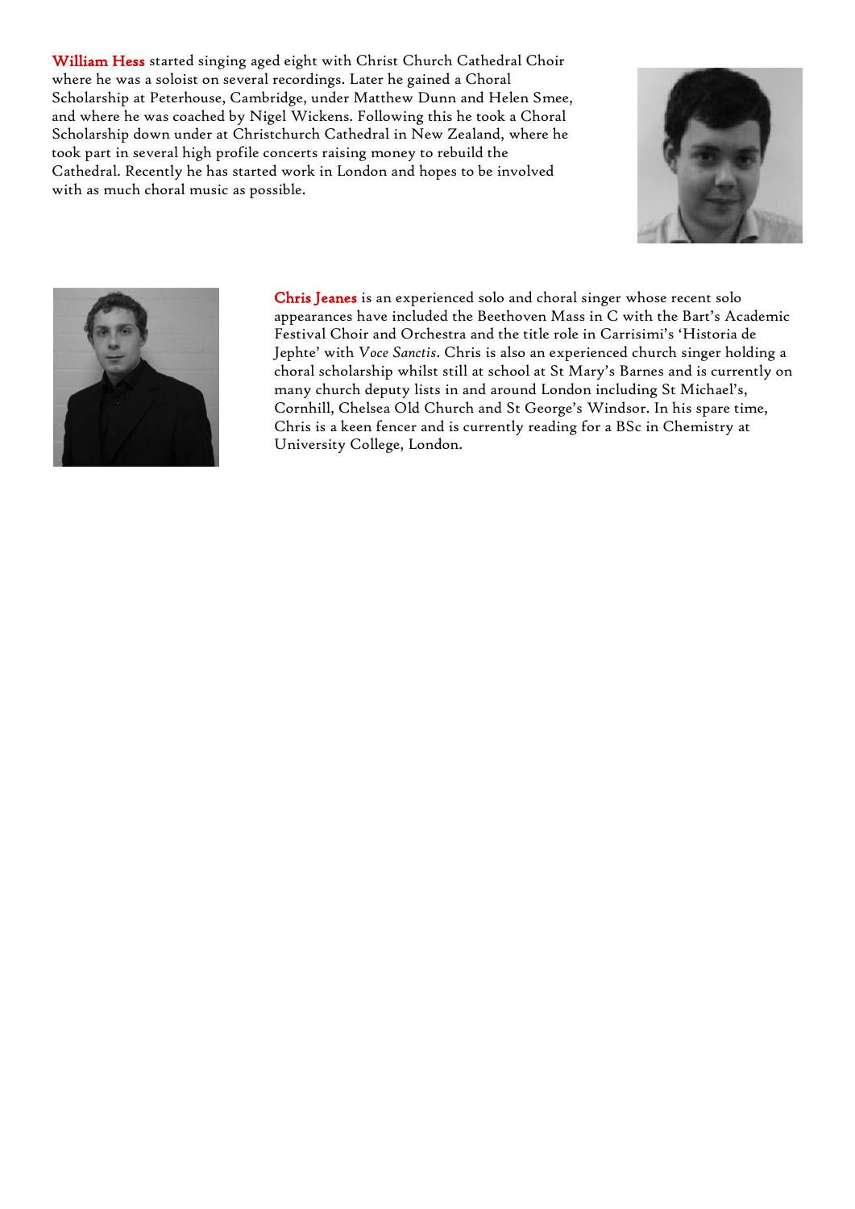**William Hess** started singing aged eight with Christ Church Cathedral Choir where he was a soloist on several recordings. Later he gained a Choral Scholarship at Peterhouse, Cambridge, under Matthew Dunn and Helen Smee, and where he was coached by Nigel Wickens. Following this he took a Choral Scholarship down under at Christchurch Cathedral in New Zealand, where he took part in several high profile concerts raising money to rebuild the Cathedral. Recently he has started work in London and hopes to be involved with as much choral music as possible.

**Chris Jeanes** is an experienced solo and choral singer whose recent solo appearances have included the Beethoven Mass in C with the Bart's Academic Festival Choir and Orchestra and the title role in Carrisimi's 'Historia de Jephte' with *Voce Sanctis*. Chris is also an experienced church singer holding a choral scholarship whilst still at school at St Mary's Barnes and is currently on many church deputy lists in and around London including St Michael's, Cornhill, Chelsea Old Church and St George's Windsor. In his spare time, Chris is a keen fencer and is currently reading for a BSc in Chemistry at University College, London.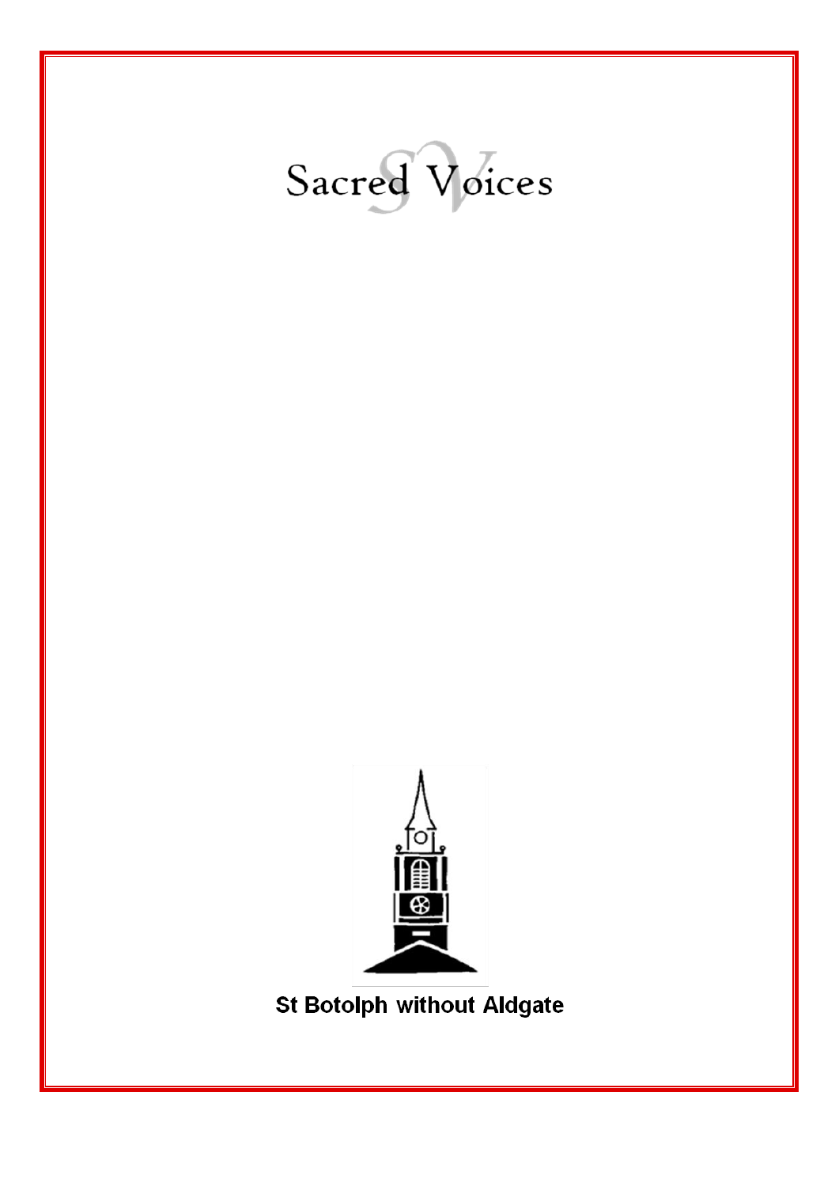# Sacred Voices

St Botolph without Aldgate